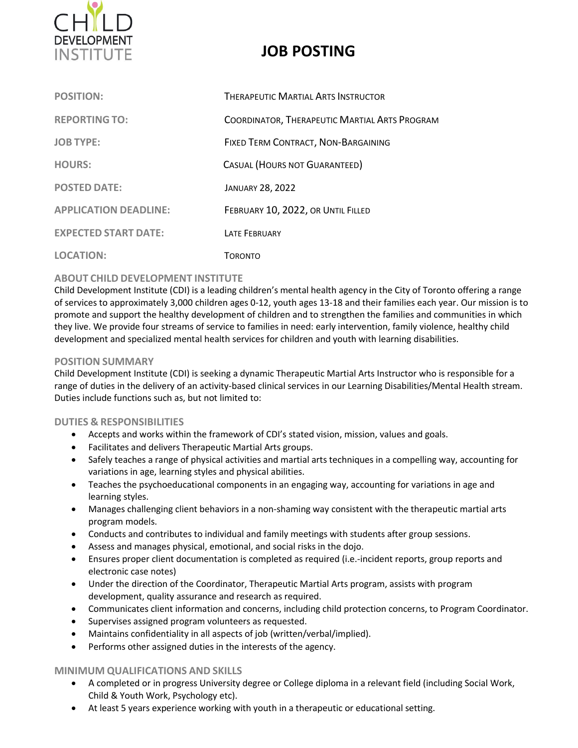CHILD DEVELOPMENT INSTITUTE

# JOB POSTING

| | |
|---|---|
| **POSITION:** | Therapeutic Martial Arts Instructor |
| **REPORTING TO:** | Coordinator, Therapeutic Martial Arts Program |
| **JOB TYPE:** | Fixed Term Contract, Non-Bargaining |
| **HOURS:** | Casual (Hours not Guaranteed) |
| **POSTED DATE:** | January 28, 2022 |
| **APPLICATION DEADLINE:** | February 10, 2022, or Until Filled |
| **EXPECTED START DATE:** | Late February |
| **LOCATION:** | Toronto |

## ABOUT CHILD DEVELOPMENT INSTITUTE

Child Development Institute (CDI) is a leading children's mental health agency in the City of Toronto offering a range of services to approximately 3,000 children ages 0-12, youth ages 13-18 and their families each year. Our mission is to promote and support the healthy development of children and to strengthen the families and communities in which they live. We provide four streams of service to families in need: early intervention, family violence, healthy child development and specialized mental health services for children and youth with learning disabilities.

## POSITION SUMMARY

Child Development Institute (CDI) is seeking a dynamic Therapeutic Martial Arts Instructor who is responsible for a range of duties in the delivery of an activity-based clinical services in our Learning Disabilities/Mental Health stream. Duties include functions such as, but not limited to:

## DUTIES & RESPONSIBILITIES

- Accepts and works within the framework of CDI's stated vision, mission, values and goals.
- Facilitates and delivers Therapeutic Martial Arts groups.
- Safely teaches a range of physical activities and martial arts techniques in a compelling way, accounting for variations in age, learning styles and physical abilities.
- Teaches the psychoeducational components in an engaging way, accounting for variations in age and learning styles.
- Manages challenging client behaviors in a non-shaming way consistent with the therapeutic martial arts program models.
- Conducts and contributes to individual and family meetings with students after group sessions.
- Assess and manages physical, emotional, and social risks in the dojo.
- Ensures proper client documentation is completed as required (i.e.-incident reports, group reports and electronic case notes)
- Under the direction of the Coordinator, Therapeutic Martial Arts program, assists with program development, quality assurance and research as required.
- Communicates client information and concerns, including child protection concerns, to Program Coordinator.
- Supervises assigned program volunteers as requested.
- Maintains confidentiality in all aspects of job (written/verbal/implied).
- Performs other assigned duties in the interests of the agency.

## MINIMUM QUALIFICATIONS AND SKILLS

- A completed or in progress University degree or College diploma in a relevant field (including Social Work, Child & Youth Work, Psychology etc).
- At least 5 years experience working with youth in a therapeutic or educational setting.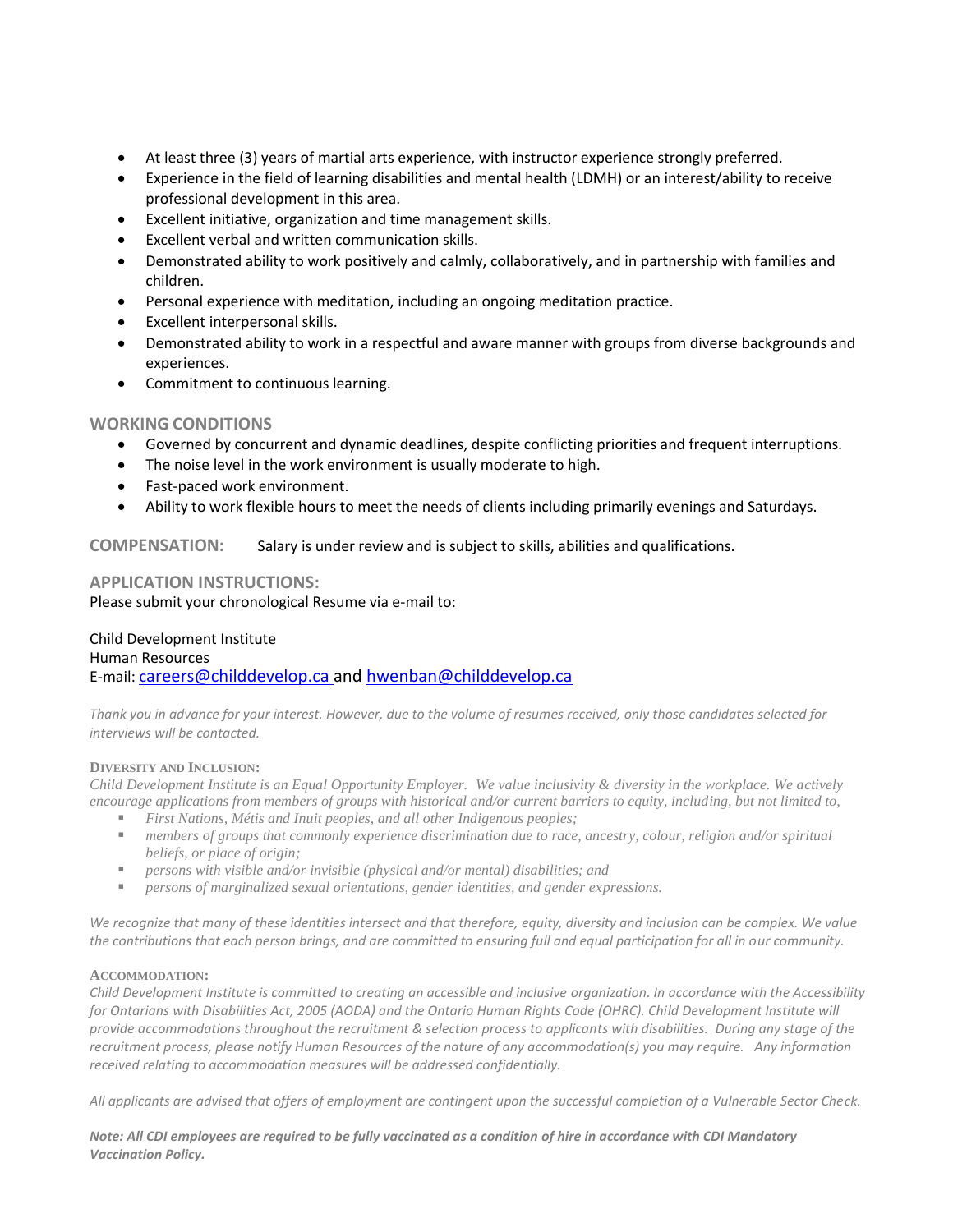- At least three (3) years of martial arts experience, with instructor experience strongly preferred.
- Experience in the field of learning disabilities and mental health (LDMH) or an interest/ability to receive professional development in this area.
- Excellent initiative, organization and time management skills.
- Excellent verbal and written communication skills.
- Demonstrated ability to work positively and calmly, collaboratively, and in partnership with families and children.
- Personal experience with meditation, including an ongoing meditation practice.
- Excellent interpersonal skills.
- Demonstrated ability to work in a respectful and aware manner with groups from diverse backgrounds and experiences.
- Commitment to continuous learning.

## WORKING CONDITIONS

- Governed by concurrent and dynamic deadlines, despite conflicting priorities and frequent interruptions.
- The noise level in the work environment is usually moderate to high.
- Fast-paced work environment.
- Ability to work flexible hours to meet the needs of clients including primarily evenings and Saturdays.

## COMPENSATION:

Salary is under review and is subject to skills, abilities and qualifications.

## APPLICATION INSTRUCTIONS:

Please submit your chronological Resume via e-mail to:

Child Development Institute
Human Resources
E-mail: careers@childdevelop.ca and hwenban@childdevelop.ca

*Thank you in advance for your interest. However, due to the volume of resumes received, only those candidates selected for interviews will be contacted.*

**DIVERSITY AND INCLUSION:**

*Child Development Institute is an Equal Opportunity Employer. We value inclusivity & diversity in the workplace. We actively encourage applications from members of groups with historical and/or current barriers to equity, including, but not limited to,*

- *First Nations, Métis and Inuit peoples, and all other Indigenous peoples;*
- *members of groups that commonly experience discrimination due to race, ancestry, colour, religion and/or spiritual beliefs, or place of origin;*
- *persons with visible and/or invisible (physical and/or mental) disabilities; and*
- *persons of marginalized sexual orientations, gender identities, and gender expressions.*

*We recognize that many of these identities intersect and that therefore, equity, diversity and inclusion can be complex. We value the contributions that each person brings, and are committed to ensuring full and equal participation for all in our community.*

**ACCOMMODATION:**

*Child Development Institute is committed to creating an accessible and inclusive organization. In accordance with the Accessibility for Ontarians with Disabilities Act, 2005 (AODA) and the Ontario Human Rights Code (OHRC). Child Development Institute will provide accommodations throughout the recruitment & selection process to applicants with disabilities. During any stage of the recruitment process, please notify Human Resources of the nature of any accommodation(s) you may require. Any information received relating to accommodation measures will be addressed confidentially.*

*All applicants are advised that offers of employment are contingent upon the successful completion of a Vulnerable Sector Check.*

***Note: All CDI employees are required to be fully vaccinated as a condition of hire in accordance with CDI Mandatory Vaccination Policy.***